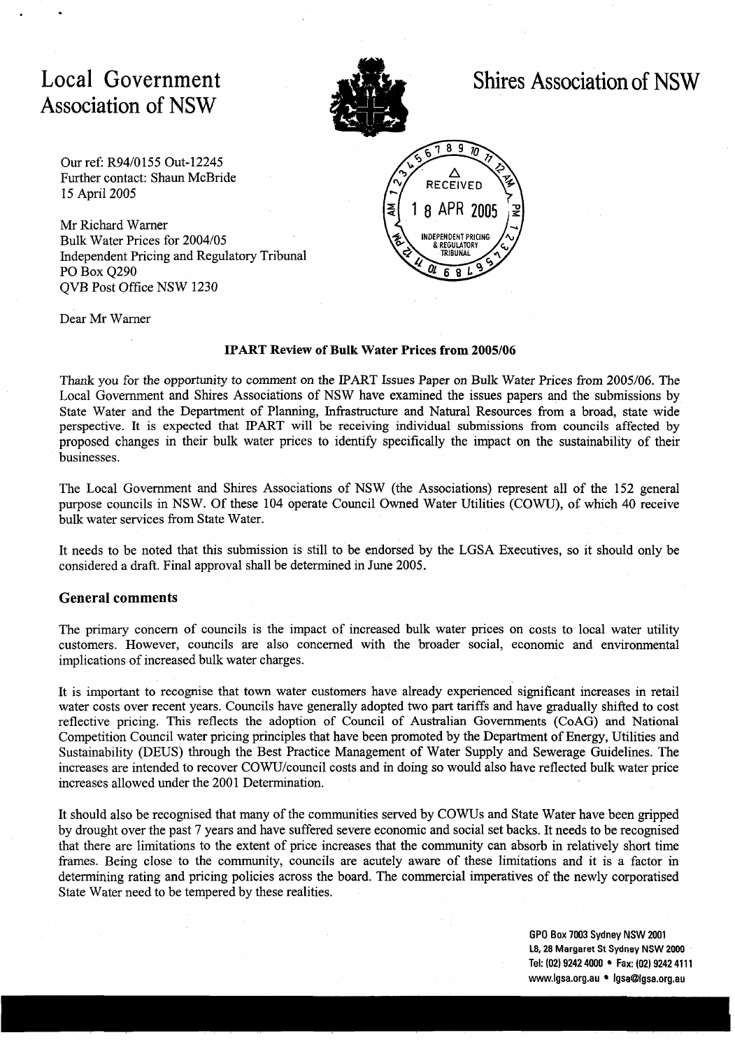Local Government Association of NSW

Shires Association of NSW

Our ref: R94/0155 Out-12245
Further contact: Shaun McBride
15 April 2005

RECEIVED
18 APR 2005
INDEPENDENT PRICING & REGULATORY TRIBUNAL

Mr Richard Warner
Bulk Water Prices for 2004/05
Independent Pricing and Regulatory Tribunal
PO Box Q290
QVB Post Office NSW 1230

Dear Mr Warner

**IPART Review of Bulk Water Prices from 2005/06**

Thank you for the opportunity to comment on the IPART Issues Paper on Bulk Water Prices from 2005/06. The Local Government and Shires Associations of NSW have examined the issues papers and the submissions by State Water and the Department of Planning, Infrastructure and Natural Resources from a broad, state wide perspective. It is expected that IPART will be receiving individual submissions from councils affected by proposed changes in their bulk water prices to identify specifically the impact on the sustainability of their businesses.

The Local Government and Shires Associations of NSW (the Associations) represent all of the 152 general purpose councils in NSW. Of these 104 operate Council Owned Water Utilities (COWU), of which 40 receive bulk water services from State Water.

It needs to be noted that this submission is still to be endorsed by the LGSA Executives, so it should only be considered a draft. Final approval shall be determined in June 2005.

## General comments

The primary concern of councils is the impact of increased bulk water prices on costs to local water utility customers. However, councils are also concerned with the broader social, economic and environmental implications of increased bulk water charges.

It is important to recognise that town water customers have already experienced significant increases in retail water costs over recent years. Councils have generally adopted two part tariffs and have gradually shifted to cost reflective pricing. This reflects the adoption of Council of Australian Governments (CoAG) and National Competition Council water pricing principles that have been promoted by the Department of Energy, Utilities and Sustainability (DEUS) through the Best Practice Management of Water Supply and Sewerage Guidelines. The increases are intended to recover COWU/council costs and in doing so would also have reflected bulk water price increases allowed under the 2001 Determination.

It should also be recognised that many of the communities served by COWUs and State Water have been gripped by drought over the past 7 years and have suffered severe economic and social set backs. It needs to be recognised that there are limitations to the extent of price increases that the community can absorb in relatively short time frames. Being close to the community, councils are acutely aware of these limitations and it is a factor in determining rating and pricing policies across the board. The commercial imperatives of the newly corporatised State Water need to be tempered by these realities.

GPO Box 7003 Sydney NSW 2001
L8, 28 Margaret St Sydney NSW 2000
Tel: (02) 9242 4000 • Fax: (02) 9242 4111
www.lgsa.org.au • lgsa@lgsa.org.au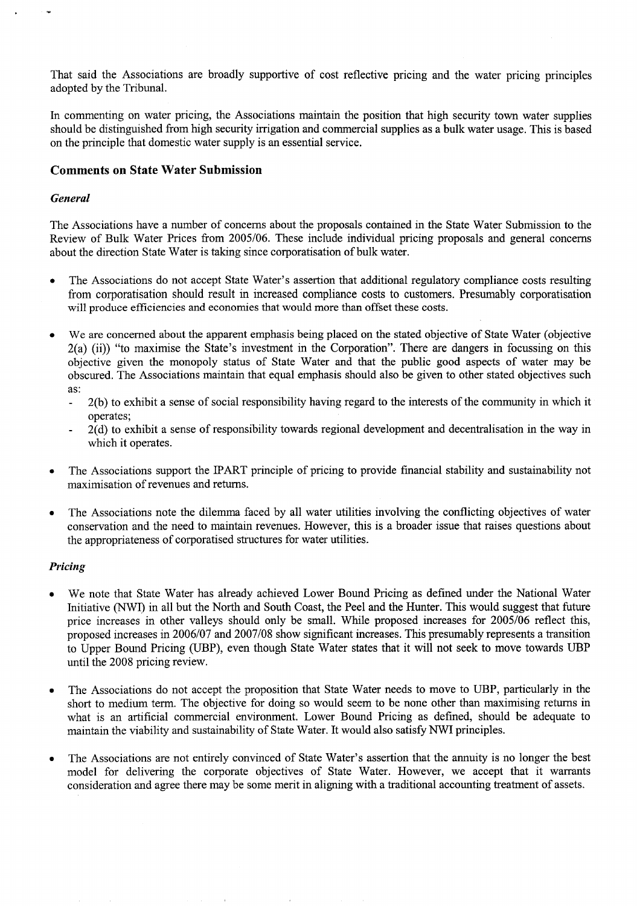That said the Associations are broadly supportive of cost reflective pricing and the water pricing principles adopted by the Tribunal.

In commenting on water pricing, the Associations maintain the position that high security town water supplies should be distinguished from high security irrigation and commercial supplies as a bulk water usage. This is based on the principle that domestic water supply is an essential service.

## Comments on State Water Submission

### *General*

The Associations have a number of concerns about the proposals contained in the State Water Submission to the Review of Bulk Water Prices from 2005/06. These include individual pricing proposals and general concerns about the direction State Water is taking since corporatisation of bulk water.

- The Associations do not accept State Water's assertion that additional regulatory compliance costs resulting from corporatisation should result in increased compliance costs to customers. Presumably corporatisation will produce efficiencies and economies that would more than offset these costs.
- We are concerned about the apparent emphasis being placed on the stated objective of State Water (objective 2(a) (ii)) "to maximise the State's investment in the Corporation". There are dangers in focussing on this objective given the monopoly status of State Water and that the public good aspects of water may be obscured. The Associations maintain that equal emphasis should also be given to other stated objectives such as:
  - 2(b) to exhibit a sense of social responsibility having regard to the interests of the community in which it operates;
  - 2(d) to exhibit a sense of responsibility towards regional development and decentralisation in the way in which it operates.
- The Associations support the IPART principle of pricing to provide financial stability and sustainability not maximisation of revenues and returns.
- The Associations note the dilemma faced by all water utilities involving the conflicting objectives of water conservation and the need to maintain revenues. However, this is a broader issue that raises questions about the appropriateness of corporatised structures for water utilities.

### *Pricing*

- We note that State Water has already achieved Lower Bound Pricing as defined under the National Water Initiative (NWI) in all but the North and South Coast, the Peel and the Hunter. This would suggest that future price increases in other valleys should only be small. While proposed increases for 2005/06 reflect this, proposed increases in 2006/07 and 2007/08 show significant increases. This presumably represents a transition to Upper Bound Pricing (UBP), even though State Water states that it will not seek to move towards UBP until the 2008 pricing review.
- The Associations do not accept the proposition that State Water needs to move to UBP, particularly in the short to medium term. The objective for doing so would seem to be none other than maximising returns in what is an artificial commercial environment. Lower Bound Pricing as defined, should be adequate to maintain the viability and sustainability of State Water. It would also satisfy NWI principles.
- The Associations are not entirely convinced of State Water's assertion that the annuity is no longer the best model for delivering the corporate objectives of State Water. However, we accept that it warrants consideration and agree there may be some merit in aligning with a traditional accounting treatment of assets.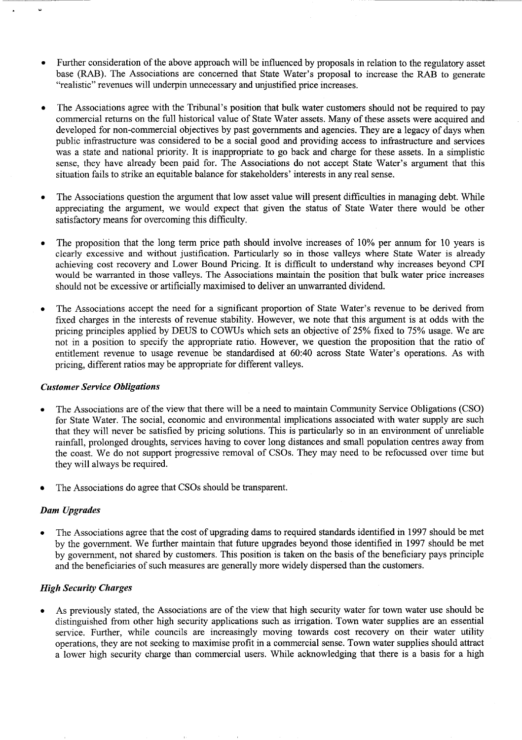- Further consideration of the above approach will be influenced by proposals in relation to the regulatory asset base (RAB). The Associations are concerned that State Water's proposal to increase the RAB to generate "realistic" revenues will underpin unnecessary and unjustified price increases.

- The Associations agree with the Tribunal's position that bulk water customers should not be required to pay commercial returns on the full historical value of State Water assets. Many of these assets were acquired and developed for non-commercial objectives by past governments and agencies. They are a legacy of days when public infrastructure was considered to be a social good and providing access to infrastructure and services was a state and national priority. It is inappropriate to go back and charge for these assets. In a simplistic sense, they have already been paid for. The Associations do not accept State Water's argument that this situation fails to strike an equitable balance for stakeholders' interests in any real sense.

- The Associations question the argument that low asset value will present difficulties in managing debt. While appreciating the argument, we would expect that given the status of State Water there would be other satisfactory means for overcoming this difficulty.

- The proposition that the long term price path should involve increases of 10% per annum for 10 years is clearly excessive and without justification. Particularly so in those valleys where State Water is already achieving cost recovery and Lower Bound Pricing. It is difficult to understand why increases beyond CPI would be warranted in those valleys. The Associations maintain the position that bulk water price increases should not be excessive or artificially maximised to deliver an unwarranted dividend.

- The Associations accept the need for a significant proportion of State Water's revenue to be derived from fixed charges in the interests of revenue stability. However, we note that this argument is at odds with the pricing principles applied by DEUS to COWUs which sets an objective of 25% fixed to 75% usage. We are not in a position to specify the appropriate ratio. However, we question the proposition that the ratio of entitlement revenue to usage revenue be standardised at 60:40 across State Water's operations. As with pricing, different ratios may be appropriate for different valleys.

### *Customer Service Obligations*

- The Associations are of the view that there will be a need to maintain Community Service Obligations (CSO) for State Water. The social, economic and environmental implications associated with water supply are such that they will never be satisfied by pricing solutions. This is particularly so in an environment of unreliable rainfall, prolonged droughts, services having to cover long distances and small population centres away from the coast. We do not support progressive removal of CSOs. They may need to be refocussed over time but they will always be required.

- The Associations do agree that CSOs should be transparent.

### *Dam Upgrades*

- The Associations agree that the cost of upgrading dams to required standards identified in 1997 should be met by the government. We further maintain that future upgrades beyond those identified in 1997 should be met by government, not shared by customers. This position is taken on the basis of the beneficiary pays principle and the beneficiaries of such measures are generally more widely dispersed than the customers.

### *High Security Charges*

- As previously stated, the Associations are of the view that high security water for town water use should be distinguished from other high security applications such as irrigation. Town water supplies are an essential service. Further, while councils are increasingly moving towards cost recovery on their water utility operations, they are not seeking to maximise profit in a commercial sense. Town water supplies should attract a lower high security charge than commercial users. While acknowledging that there is a basis for a high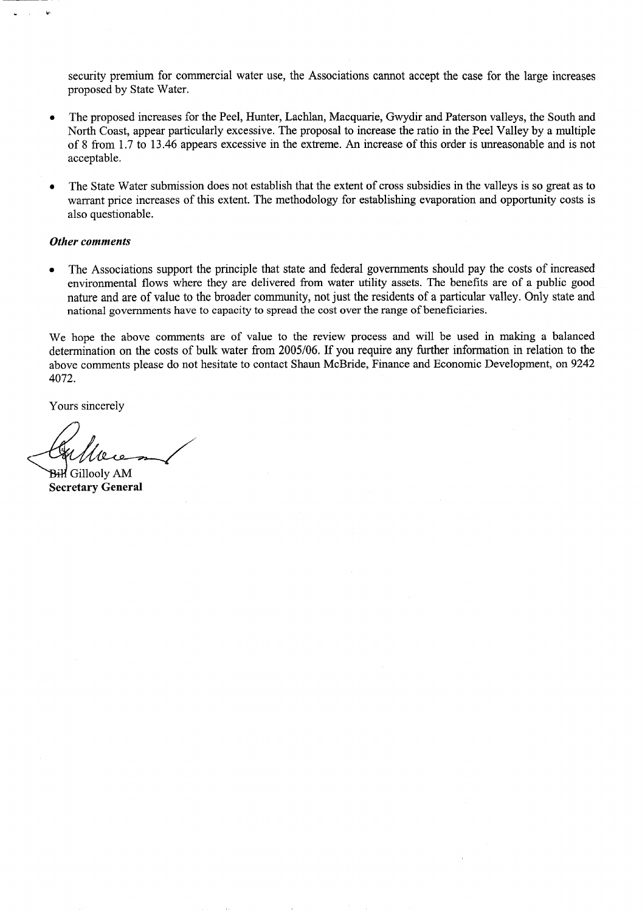security premium for commercial water use, the Associations cannot accept the case for the large increases proposed by State Water.

- The proposed increases for the Peel, Hunter, Lachlan, Macquarie, Gwydir and Paterson valleys, the South and North Coast, appear particularly excessive. The proposal to increase the ratio in the Peel Valley by a multiple of 8 from 1.7 to 13.46 appears excessive in the extreme. An increase of this order is unreasonable and is not acceptable.
- The State Water submission does not establish that the extent of cross subsidies in the valleys is so great as to warrant price increases of this extent. The methodology for establishing evaporation and opportunity costs is also questionable.

***Other comments***

- The Associations support the principle that state and federal governments should pay the costs of increased environmental flows where they are delivered from water utility assets. The benefits are of a public good nature and are of value to the broader community, not just the residents of a particular valley. Only state and national governments have to capacity to spread the cost over the range of beneficiaries.

We hope the above comments are of value to the review process and will be used in making a balanced determination on the costs of bulk water from 2005/06. If you require any further information in relation to the above comments please do not hesitate to contact Shaun McBride, Finance and Economic Development, on 9242 4072.

Yours sincerely

Bill Gillooly AM
**Secretary General**